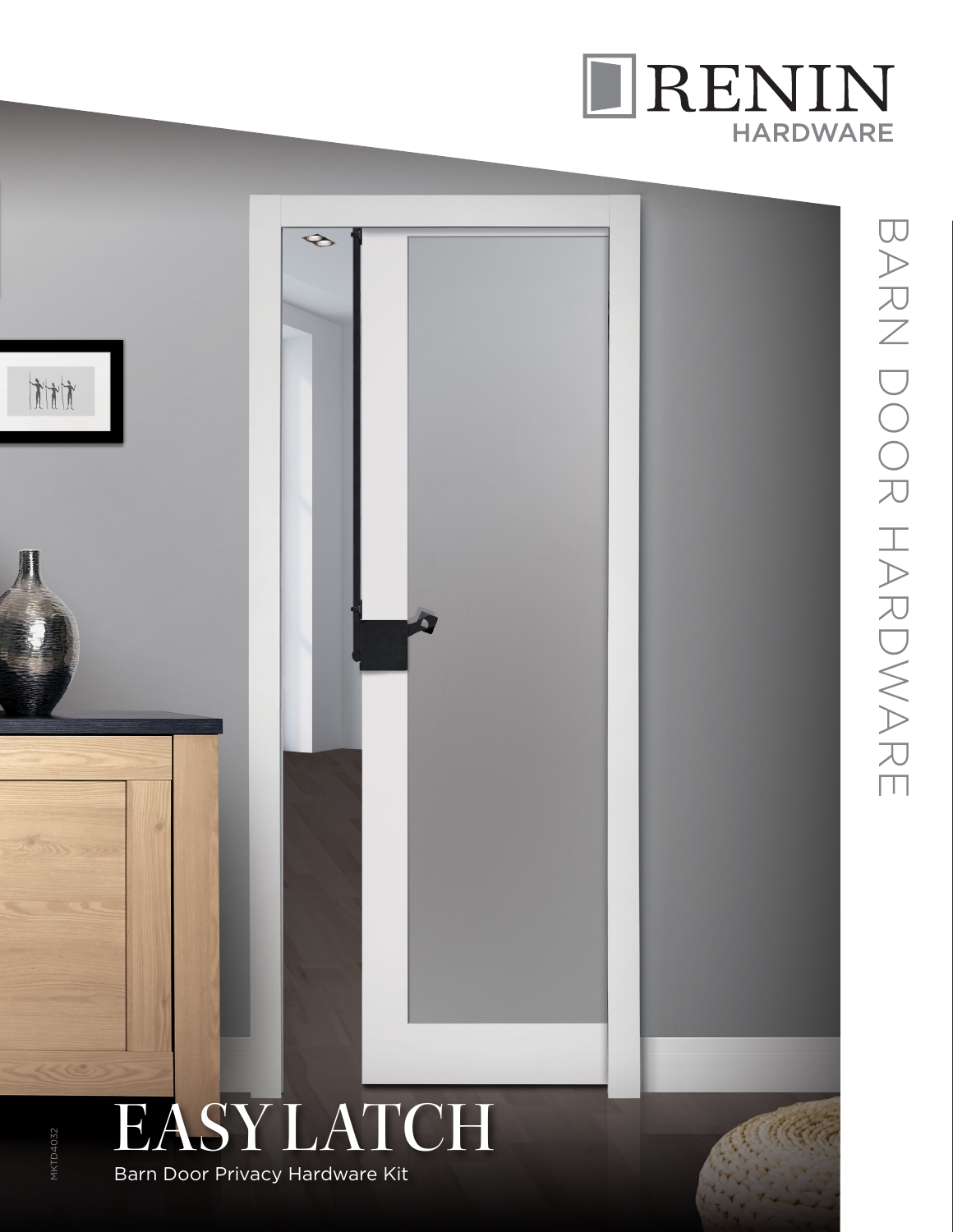RENIN HARDWARE

BARN DOOR HARDWARE

# EASY LATCH

Barn Door Privacy Hardware Kit

MKTD4032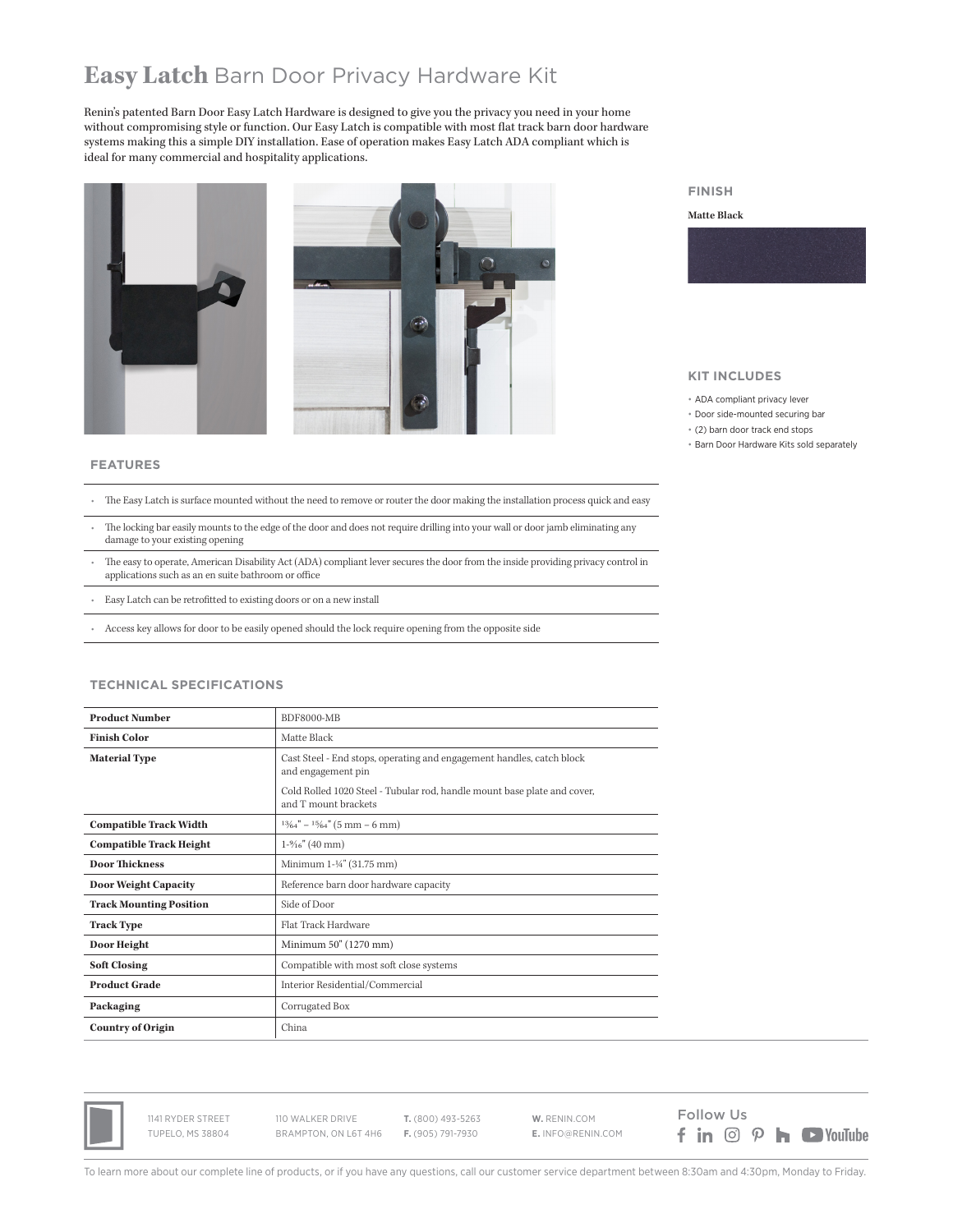# **Easy Latch** Barn Door Privacy Hardware Kit

Renin's patented Barn Door Easy Latch Hardware is designed to give you the privacy you need in your home without compromising style or function. Our Easy Latch is compatible with most flat track barn door hardware systems making this a simple DIY installation. Ease of operation makes Easy Latch ADA compliant which is ideal for many commercial and hospitality applications.

## FINISH

**Matte Black**

## KIT INCLUDES

- ADA compliant privacy lever
- Door side-mounted securing bar
- (2) barn door track end stops
- Barn Door Hardware Kits sold separately

## FEATURES

- The Easy Latch is surface mounted without the need to remove or router the door making the installation process quick and easy
- The locking bar easily mounts to the edge of the door and does not require drilling into your wall or door jamb eliminating any damage to your existing opening
- The easy to operate, American Disability Act (ADA) compliant lever secures the door from the inside providing privacy control in applications such as an en suite bathroom or office
- Easy Latch can be retrofitted to existing doors or on a new install
- Access key allows for door to be easily opened should the lock require opening from the opposite side

## TECHNICAL SPECIFICATIONS

| | |
|---|---|
| **Product Number** | BDF8000-MB |
| **Finish Color** | Matte Black |
| **Material Type** | Cast Steel - End stops, operating and engagement handles, catch block and engagement pin<br><br>Cold Rolled 1020 Steel - Tubular rod, handle mount base plate and cover, and T mount brackets |
| **Compatible Track Width** | 13⁄64" – 15⁄64" (5 mm – 6 mm) |
| **Compatible Track Height** | 1-9⁄16" (40 mm) |
| **Door Thickness** | Minimum 1-¼" (31.75 mm) |
| **Door Weight Capacity** | Reference barn door hardware capacity |
| **Track Mounting Position** | Side of Door |
| **Track Type** | Flat Track Hardware |
| **Door Height** | Minimum 50" (1270 mm) |
| **Soft Closing** | Compatible with most soft close systems |
| **Product Grade** | Interior Residential/Commercial |
| **Packaging** | Corrugated Box |
| **Country of Origin** | China |

1141 RYDER STREET
TUPELO, MS 38804

110 WALKER DRIVE
BRAMPTON, ON L6T 4H6

**T.** (800) 493-5263
**F.** (905) 791-7930

**W.** RENIN.COM
**E.** INFO@RENIN.COM

Follow Us

To learn more about our complete line of products, or if you have any questions, call our customer service department between 8:30am and 4:30pm, Monday to Friday.